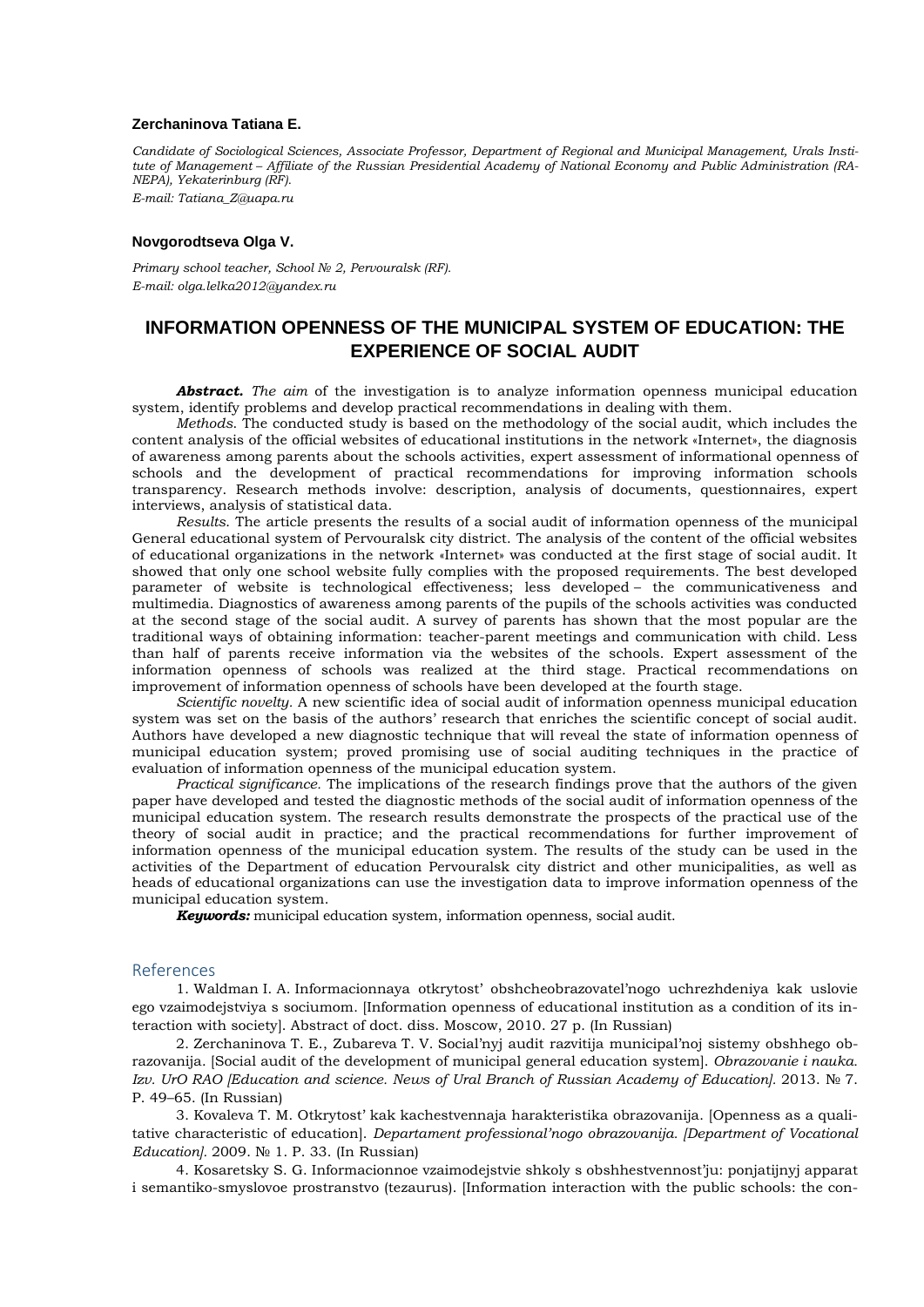**Zerchaninova Tatiana E.**

*Candidate of Sociological Sciences, Associate Professor, Department of Regional and Municipal Management, Urals Institute of Management – Affiliate of the Russian Presidential Academy of National Economy and Public Administration (RANEPA), Yekaterinburg (RF).*

*E-mail: Tatiana_Z@uapa.ru*

**Novgorodtseva Olga V.**

*Primary school teacher, School № 2, Pervouralsk (RF).*

*E-mail: olga.lelka2012@yandex.ru*

# INFORMATION OPENNESS OF THE MUNICIPAL SYSTEM OF EDUCATION: THE EXPERIENCE OF SOCIAL AUDIT

***Abstract.*** *The aim* of the investigation is to analyze information openness municipal education system, identify problems and develop practical recommendations in dealing with them.

*Methods.* The conducted study is based on the methodology of the social audit, which includes the content analysis of the official websites of educational institutions in the network «Internet», the diagnosis of awareness among parents about the schools activities, expert assessment of informational openness of schools and the development of practical recommendations for improving information schools transparency. Research methods involve: description, analysis of documents, questionnaires, expert interviews, analysis of statistical data.

*Results.* The article presents the results of a social audit of information openness of the municipal General educational system of Pervouralsk city district. The analysis of the content of the official websites of educational organizations in the network «Internet» was conducted at the first stage of social audit. It showed that only one school website fully complies with the proposed requirements. The best developed parameter of website is technological effectiveness; less developed – the communicativeness and multimedia. Diagnostics of awareness among parents of the pupils of the schools activities was conducted at the second stage of the social audit. A survey of parents has shown that the most popular are the traditional ways of obtaining information: teacher-parent meetings and communication with child. Less than half of parents receive information via the websites of the schools. Expert assessment of the information openness of schools was realized at the third stage. Practical recommendations on improvement of information openness of schools have been developed at the fourth stage.

*Scientific novelty.* A new scientific idea of social audit of information openness municipal education system was set on the basis of the authors' research that enriches the scientific concept of social audit. Authors have developed a new diagnostic technique that will reveal the state of information openness of municipal education system; proved promising use of social auditing techniques in the practice of evaluation of information openness of the municipal education system.

*Practical significance.* The implications of the research findings prove that the authors of the given paper have developed and tested the diagnostic methods of the social audit of information openness of the municipal education system. The research results demonstrate the prospects of the practical use of the theory of social audit in practice; and the practical recommendations for further improvement of information openness of the municipal education system. The results of the study can be used in the activities of the Department of education Pervouralsk city district and other municipalities, as well as heads of educational organizations can use the investigation data to improve information openness of the municipal education system.

***Keywords:*** municipal education system, information openness, social audit.

## References

1. Waldman I. A. Informacionnaya otkrytost' obshcheobrazovatel'nogo uchrezhdeniya kak uslovie ego vzaimodejstviya s sociumom. [Information openness of educational institution as a condition of its interaction with society]. Abstract of doct. diss. Moscow, 2010. 27 p. (In Russian)

2. Zerchaninova T. E., Zubareva T. V. Social'nyj audit razvitija municipal'noj sistemy obshhego obrazovanija. [Social audit of the development of municipal general education system]. *Obrazovanie i nauka. Izv. UrO RAO [Education and science. News of Ural Branch of Russian Academy of Education].* 2013. № 7. P. 49–65. (In Russian)

3. Kovaleva T. M. Otkrytost' kak kachestvennaja harakteristika obrazovanija. [Openness as a qualitative characteristic of education]. *Departament professional'nogo obrazovanija. [Department of Vocational Education].* 2009. № 1. P. 33. (In Russian)

4. Kosaretsky S. G. Informacionnoe vzaimodejstvie shkoly s obshhestvennost'ju: ponjatijnyj apparat i semantiko-smyslovoe prostranstvo (tezaurus). [Information interaction with the public schools: the con-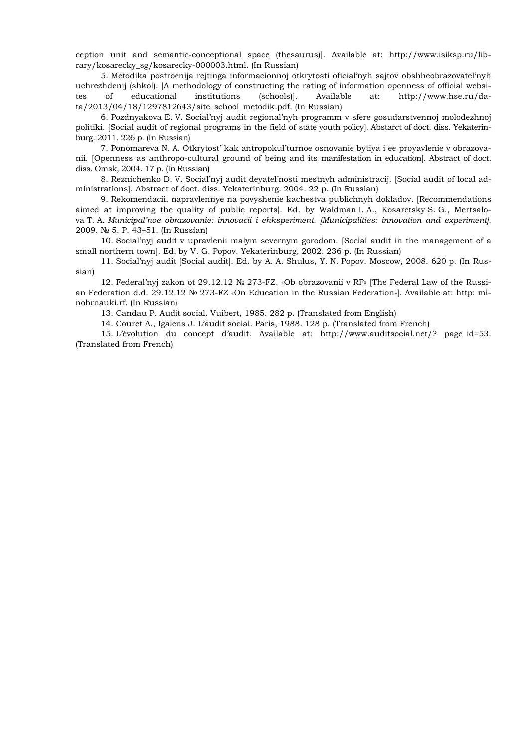ception unit and semantic-conceptional space (thesaurus)]. Available at: http://www.isiksp.ru/library/kosarecky_sg/kosarecky-000003.html. (In Russian)

5. Metodika postroenija rejtinga informacionnoj otkrytosti oficial'nyh sajtov obshheobrazovatel'nyh uchrezhdenij (shkol). [A methodology of constructing the rating of information openness of official websites of educational institutions (schools)]. Available at: http://www.hse.ru/data/2013/04/18/1297812643/site_school_metodik.pdf. (In Russian)

6. Pozdnyakova E. V. Social'nyj audit regional'nyh programm v sfere gosudarstvennoj molodezhnoj politiki. [Social audit of regional programs in the field of state youth policy]. Abstarct of doct. diss. Yekaterinburg. 2011. 226 p. (In Russian)

7. Ponomareva N. A. Otkrytost' kak antropokul'turnoe osnovanie bytiya i ee proyavlenie v obrazovanii. [Openness as anthropo-cultural ground of being and its manifestation in education]. Abstract of doct. diss. Omsk, 2004. 17 p. (In Russian)

8. Reznichenko D. V. Social'nyj audit deyatel'nosti mestnyh administracij. [Social audit of local administrations]. Abstract of doct. diss. Yekaterinburg. 2004. 22 p. (In Russian)

9. Rekomendacii, napravlennye na povyshenie kachestva publichnyh dokladov. [Recommendations aimed at improving the quality of public reports]. Ed. by Waldman I. A., Kosaretsky S. G., Mertsalova T. A. *Municipal'noe obrazovanie: innovacii i ehksperiment. [Municipalities: innovation and experiment].* 2009. № 5. P. 43–51. (In Russian)

10. Social'nyj audit v upravlenii malym severnym gorodom. [Social audit in the management of a small northern town]. Ed. by V. G. Popov. Yekaterinburg, 2002. 236 p. (In Russian)

11. Social'nyj audit [Social audit]. Ed. by A. A. Shulus, Y. N. Popov. Moscow, 2008. 620 p. (In Russian)

12. Federal'nyj zakon ot 29.12.12 № 273-FZ. «Ob obrazovanii v RF» [The Federal Law of the Russian Federation d.d. 29.12.12 № 273-FZ «On Education in the Russian Federation»]. Available at: http: minobrnauki.rf. (In Russian)

13. Candau P. Audit social. Vuibert, 1985. 282 p. (Translated from English)

14. Couret A., Igalens J. L'audit social. Paris, 1988. 128 p. (Translated from French)

15. L'évolution du concept d'audit. Available at: http://www.auditsocial.net/? page_id=53. (Translated from French)